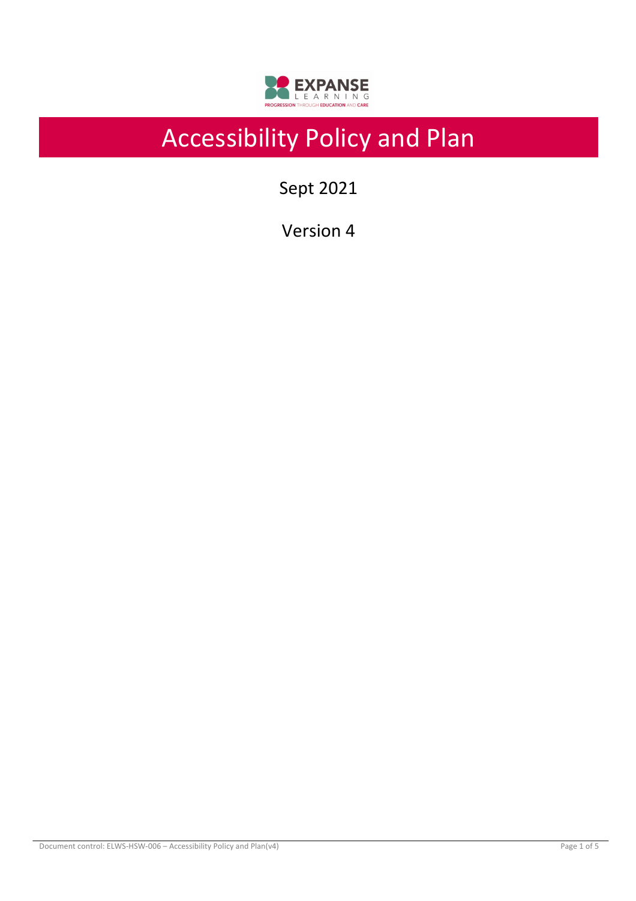EXPANSE LEARNING

PROGRESSION THROUGH EDUCATION AND CARE

# Accessibility Policy and Plan

Sept 2021

Version 4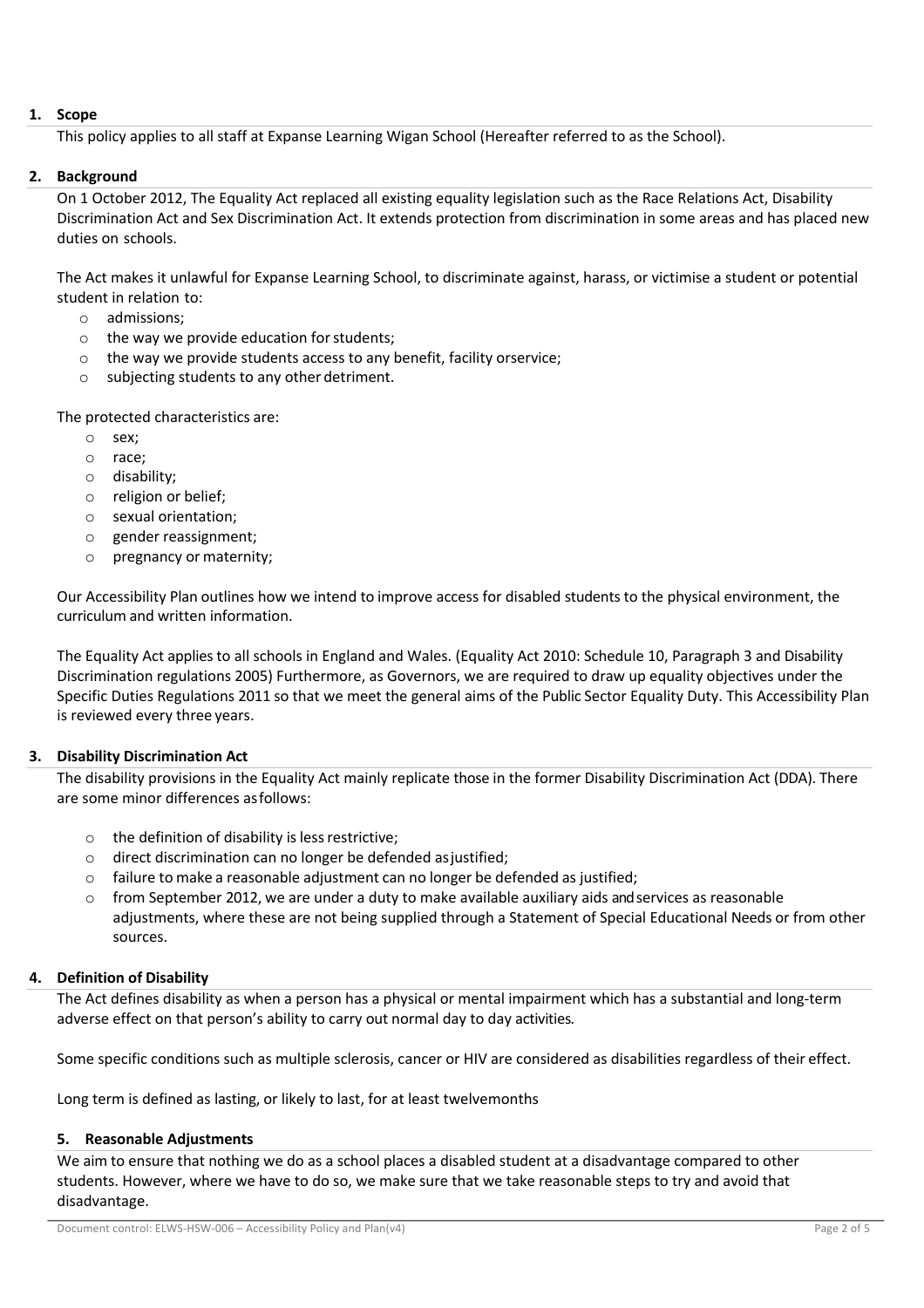## 1. Scope

This policy applies to all staff at Expanse Learning Wigan School (Hereafter referred to as the School).

## 2. Background

On 1 October 2012, The Equality Act replaced all existing equality legislation such as the Race Relations Act, Disability Discrimination Act and Sex Discrimination Act. It extends protection from discrimination in some areas and has placed new duties on schools.

The Act makes it unlawful for Expanse Learning School, to discriminate against, harass, or victimise a student or potential student in relation to:

- admissions;
- the way we provide education for students;
- the way we provide students access to any benefit, facility orservice;
- subjecting students to any other detriment.

The protected characteristics are:

- sex;
- race;
- disability;
- religion or belief;
- sexual orientation;
- gender reassignment;
- pregnancy or maternity;

Our Accessibility Plan outlines how we intend to improve access for disabled students to the physical environment, the curriculum and written information.

The Equality Act applies to all schools in England and Wales. (Equality Act 2010: Schedule 10, Paragraph 3 and Disability Discrimination regulations 2005) Furthermore, as Governors, we are required to draw up equality objectives under the Specific Duties Regulations 2011 so that we meet the general aims of the Public Sector Equality Duty. This Accessibility Plan is reviewed every three years.

## 3. Disability Discrimination Act

The disability provisions in the Equality Act mainly replicate those in the former Disability Discrimination Act (DDA). There are some minor differences asfollows:

- the definition of disability is less restrictive;
- direct discrimination can no longer be defended asjustified;
- failure to make a reasonable adjustment can no longer be defended as justified;
- from September 2012, we are under a duty to make available auxiliary aids andservices as reasonable adjustments, where these are not being supplied through a Statement of Special Educational Needs or from other sources.

## 4. Definition of Disability

The Act defines disability as when a person has a physical or mental impairment which has a substantial and long-term adverse effect on that person's ability to carry out normal day to day activities.

Some specific conditions such as multiple sclerosis, cancer or HIV are considered as disabilities regardless of their effect.

Long term is defined as lasting, or likely to last, for at least twelvemonths

## 5. Reasonable Adjustments

We aim to ensure that nothing we do as a school places a disabled student at a disadvantage compared to other students. However, where we have to do so, we make sure that we take reasonable steps to try and avoid that disadvantage.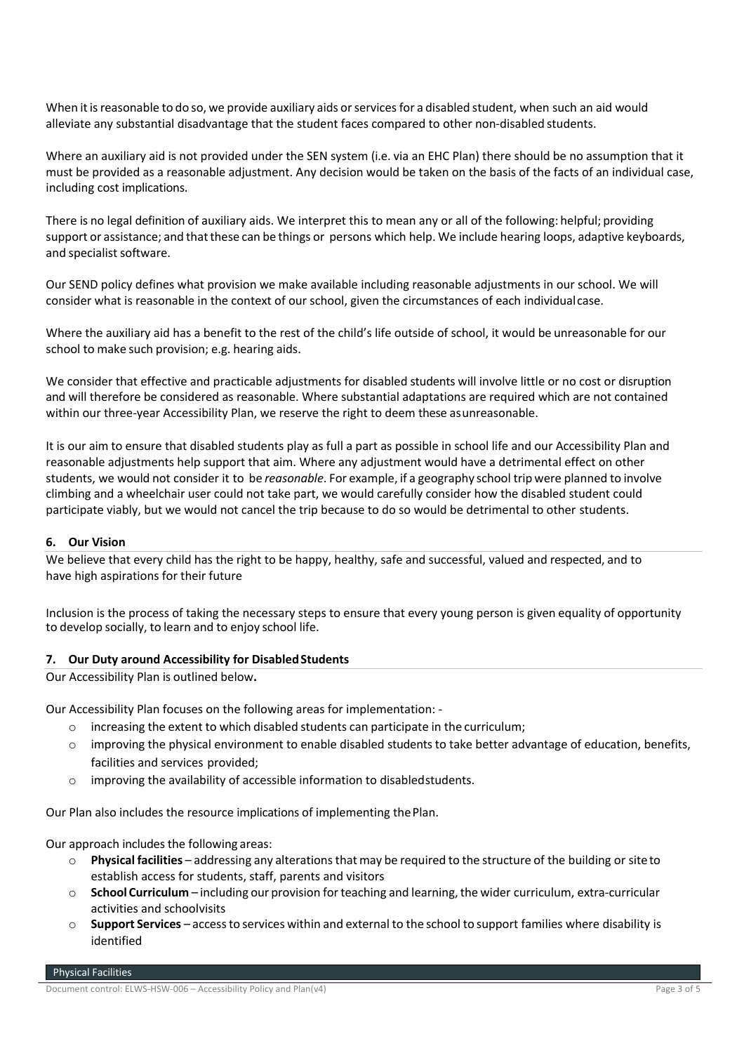When it is reasonable to do so, we provide auxiliary aids or services for a disabled student, when such an aid would alleviate any substantial disadvantage that the student faces compared to other non-disabled students.

Where an auxiliary aid is not provided under the SEN system (i.e. via an EHC Plan) there should be no assumption that it must be provided as a reasonable adjustment. Any decision would be taken on the basis of the facts of an individual case, including cost implications.

There is no legal definition of auxiliary aids. We interpret this to mean any or all of the following: helpful; providing support or assistance; and that these can be things or persons which help. We include hearing loops, adaptive keyboards, and specialist software.

Our SEND policy defines what provision we make available including reasonable adjustments in our school. We will consider what is reasonable in the context of our school, given the circumstances of each individual case.

Where the auxiliary aid has a benefit to the rest of the child's life outside of school, it would be unreasonable for our school to make such provision; e.g. hearing aids.

We consider that effective and practicable adjustments for disabled students will involve little or no cost or disruption and will therefore be considered as reasonable. Where substantial adaptations are required which are not contained within our three-year Accessibility Plan, we reserve the right to deem these as unreasonable.

It is our aim to ensure that disabled students play as full a part as possible in school life and our Accessibility Plan and reasonable adjustments help support that aim. Where any adjustment would have a detrimental effect on other students, we would not consider it to be *reasonable*. For example, if a geography school trip were planned to involve climbing and a wheelchair user could not take part, we would carefully consider how the disabled student could participate viably, but we would not cancel the trip because to do so would be detrimental to other students.

## 6. Our Vision

We believe that every child has the right to be happy, healthy, safe and successful, valued and respected, and to have high aspirations for their future

Inclusion is the process of taking the necessary steps to ensure that every young person is given equality of opportunity to develop socially, to learn and to enjoy school life.

## 7. Our Duty around Accessibility for Disabled Students

Our Accessibility Plan is outlined below**.**

Our Accessibility Plan focuses on the following areas for implementation: -

- increasing the extent to which disabled students can participate in the curriculum;
- improving the physical environment to enable disabled students to take better advantage of education, benefits, facilities and services provided;
- improving the availability of accessible information to disabled students.

Our Plan also includes the resource implications of implementing the Plan.

Our approach includes the following areas:

- **Physical facilities** – addressing any alterations that may be required to the structure of the building or site to establish access for students, staff, parents and visitors
- **School Curriculum** – including our provision for teaching and learning, the wider curriculum, extra-curricular activities and school visits
- **Support Services** – access to services within and external to the school to support families where disability is identified

Physical Facilities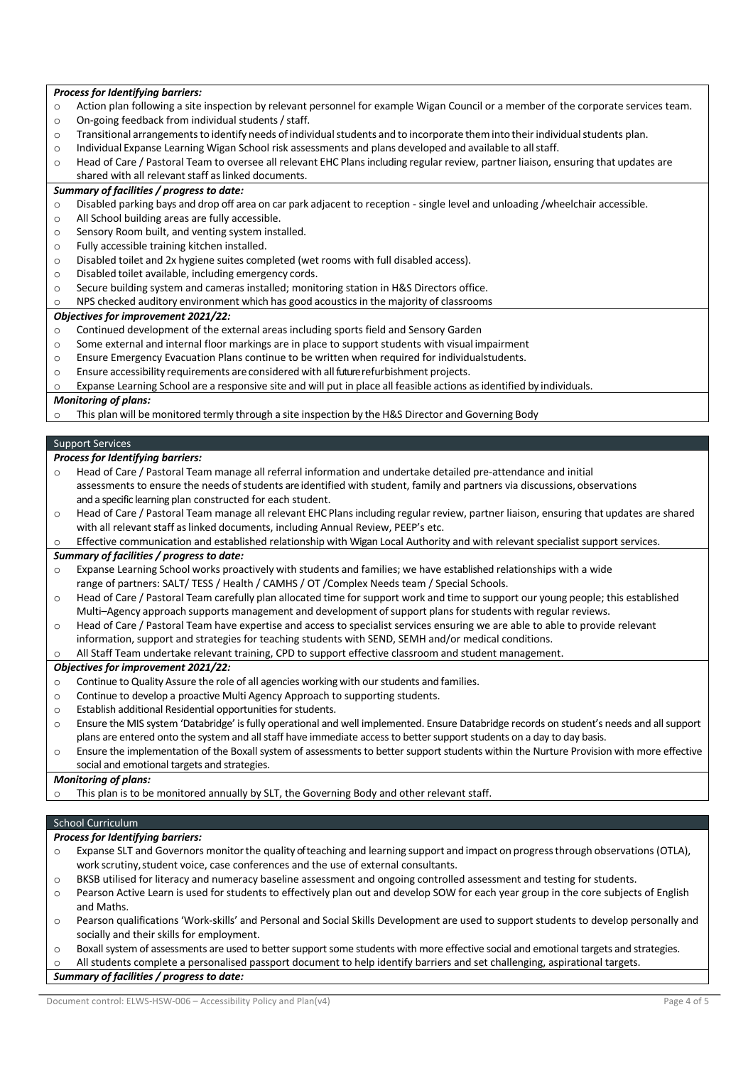***Process for Identifying barriers:***

- Action plan following a site inspection by relevant personnel for example Wigan Council or a member of the corporate services team.
- On-going feedback from individual students / staff.
- Transitional arrangements to identify needs of individual students and to incorporate them into their individual students plan.
- Individual Expanse Learning Wigan School risk assessments and plans developed and available to all staff.
- Head of Care / Pastoral Team to oversee all relevant EHC Plans including regular review, partner liaison, ensuring that updates are shared with all relevant staff as linked documents.

***Summary of facilities / progress to date:***

- Disabled parking bays and drop off area on car park adjacent to reception - single level and unloading /wheelchair accessible.
- All School building areas are fully accessible.
- Sensory Room built, and venting system installed.
- Fully accessible training kitchen installed.
- Disabled toilet and 2x hygiene suites completed (wet rooms with full disabled access).
- Disabled toilet available, including emergency cords.
- Secure building system and cameras installed; monitoring station in H&S Directors office.
- NPS checked auditory environment which has good acoustics in the majority of classrooms

***Objectives for improvement 2021/22:***

- Continued development of the external areas including sports field and Sensory Garden
- Some external and internal floor markings are in place to support students with visual impairment
- Ensure Emergency Evacuation Plans continue to be written when required for individualstudents.
- Ensure accessibility requirements are considered with all futurerefurbishment projects.
- Expanse Learning School are a responsive site and will put in place all feasible actions as identified by individuals.

***Monitoring of plans:***

- This plan will be monitored termly through a site inspection by the H&S Director and Governing Body

## Support Services

***Process for Identifying barriers:***

- Head of Care / Pastoral Team manage all referral information and undertake detailed pre-attendance and initial assessments to ensure the needs of students are identified with student, family and partners via discussions, observations and a specific learning plan constructed for each student.
- Head of Care / Pastoral Team manage all relevant EHC Plans including regular review, partner liaison, ensuring that updates are shared with all relevant staff as linked documents, including Annual Review, PEEP's etc.
- Effective communication and established relationship with Wigan Local Authority and with relevant specialist support services.

***Summary of facilities / progress to date:***

- Expanse Learning School works proactively with students and families; we have established relationships with a wide range of partners: SALT/ TESS / Health / CAMHS / OT /Complex Needs team / Special Schools.
- Head of Care / Pastoral Team carefully plan allocated time for support work and time to support our young people; this established Multi–Agency approach supports management and development of support plans for students with regular reviews.
- Head of Care / Pastoral Team have expertise and access to specialist services ensuring we are able to able to provide relevant information, support and strategies for teaching students with SEND, SEMH and/or medical conditions.
- All Staff Team undertake relevant training, CPD to support effective classroom and student management.

***Objectives for improvement 2021/22:***

- Continue to Quality Assure the role of all agencies working with our students and families.
- Continue to develop a proactive Multi Agency Approach to supporting students.
- Establish additional Residential opportunities for students.
- Ensure the MIS system 'Databridge' is fully operational and well implemented. Ensure Databridge records on student's needs and all support plans are entered onto the system and all staff have immediate access to better support students on a day to day basis.
- Ensure the implementation of the Boxall system of assessments to better support students within the Nurture Provision with more effective social and emotional targets and strategies.

***Monitoring of plans:***

- This plan is to be monitored annually by SLT, the Governing Body and other relevant staff.

## School Curriculum

***Process for Identifying barriers:***

- Expanse SLT and Governors monitor the quality of teaching and learning support and impact on progress through observations (OTLA), work scrutiny, student voice, case conferences and the use of external consultants.
- BKSB utilised for literacy and numeracy baseline assessment and ongoing controlled assessment and testing for students.
- Pearson Active Learn is used for students to effectively plan out and develop SOW for each year group in the core subjects of English and Maths.
- Pearson qualifications 'Work-skills' and Personal and Social Skills Development are used to support students to develop personally and socially and their skills for employment.
- Boxall system of assessments are used to better support some students with more effective social and emotional targets and strategies.
- All students complete a personalised passport document to help identify barriers and set challenging, aspirational targets.

***Summary of facilities / progress to date:***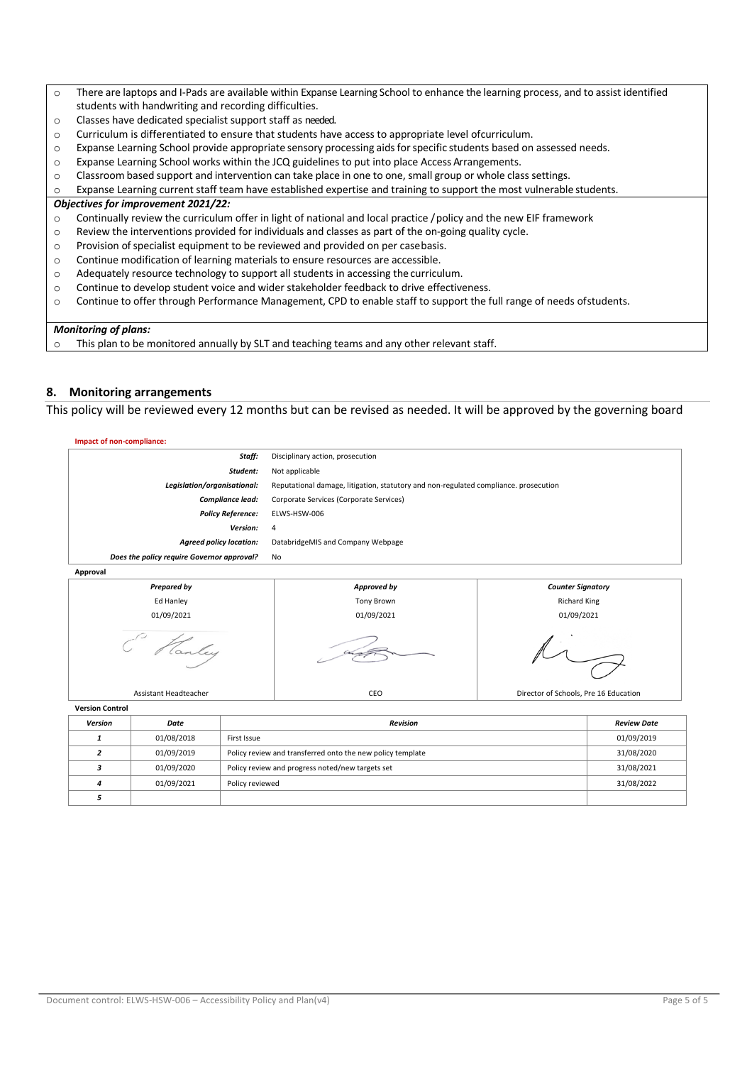- There are laptops and I-Pads are available within Expanse Learning School to enhance the learning process, and to assist identified students with handwriting and recording difficulties.
- Classes have dedicated specialist support staff as needed.
- Curriculum is differentiated to ensure that students have access to appropriate level ofcurriculum.
- Expanse Learning School provide appropriate sensory processing aids for specific students based on assessed needs.
- Expanse Learning School works within the JCQ guidelines to put into place Access Arrangements.
- Classroom based support and intervention can take place in one to one, small group or whole class settings.
- Expanse Learning current staff team have established expertise and training to support the most vulnerable students.

***Objectives for improvement 2021/22:***

- Continually review the curriculum offer in light of national and local practice / policy and the new EIF framework
- Review the interventions provided for individuals and classes as part of the on-going quality cycle.
- Provision of specialist equipment to be reviewed and provided on per casebasis.
- Continue modification of learning materials to ensure resources are accessible.
- Adequately resource technology to support all students in accessing the curriculum.
- Continue to develop student voice and wider stakeholder feedback to drive effectiveness.
- Continue to offer through Performance Management, CPD to enable staff to support the full range of needs ofstudents.

***Monitoring of plans:***

- This plan to be monitored annually by SLT and teaching teams and any other relevant staff.

## 8. Monitoring arrangements

This policy will be reviewed every 12 months but can be revised as needed. It will be approved by the governing board

**Impact of non-compliance:**

| | |
|---|---|
| ***Staff:*** | Disciplinary action, prosecution |
| ***Student:*** | Not applicable |
| ***Legislation/organisational:*** | Reputational damage, litigation, statutory and non-regulated compliance. prosecution |
| ***Compliance lead:*** | Corporate Services (Corporate Services) |
| ***Policy Reference:*** | ELWS-HSW-006 |
| ***Version:*** | 4 |
| ***Agreed policy location:*** | DatabridgeMIS and Company Webpage |
| ***Does the policy require Governor approval?*** | No |

**Approval**

| *Prepared by* | *Approved by* | *Counter Signatory* |
|---|---|---|
| Ed Hanley | Tony Brown | Richard King |
| 01/09/2021 | 01/09/2021 | 01/09/2021 |
| [signature] | [signature] | [signature] |
| Assistant Headteacher | CEO | Director of Schools, Pre 16 Education |

**Version Control**

| *Version* | *Date* | *Revision* | *Review Date* |
|---|---|---|---|
| *1* | 01/08/2018 | First Issue | 01/09/2019 |
| *2* | 01/09/2019 | Policy review and transferred onto the new policy template | 31/08/2020 |
| *3* | 01/09/2020 | Policy review and progress noted/new targets set | 31/08/2021 |
| *4* | 01/09/2021 | Policy reviewed | 31/08/2022 |
| *5* | | | |

Document control: ELWS-HSW-006 – Accessibility Policy and Plan(v4)